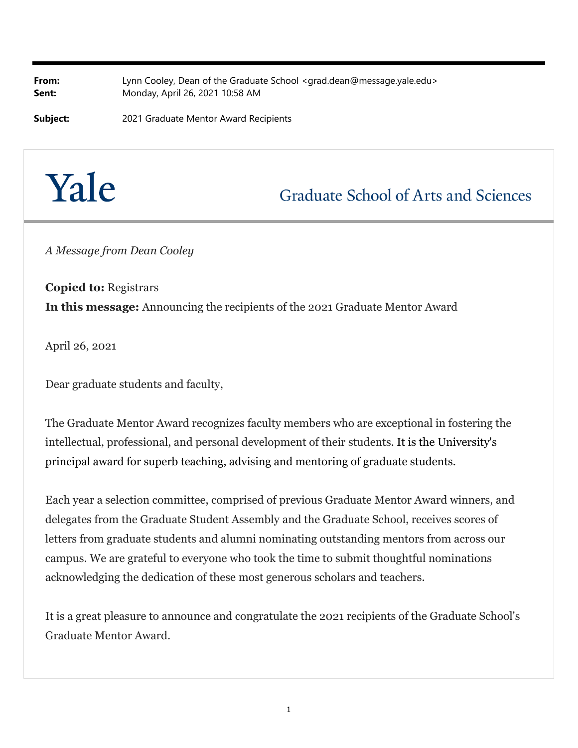**From:** Lynn Cooley, Dean of the Graduate School <grad.dean@message.yale.edu>
**Sent:** Monday, April 26, 2021 10:58 AM

**Subject:** 2021 Graduate Mentor Award Recipients

# Yale

## Graduate School of Arts and Sciences

*A Message from Dean Cooley*

**Copied to:** Registrars
**In this message:** Announcing the recipients of the 2021 Graduate Mentor Award

April 26, 2021

Dear graduate students and faculty,

The Graduate Mentor Award recognizes faculty members who are exceptional in fostering the intellectual, professional, and personal development of their students. It is the University's principal award for superb teaching, advising and mentoring of graduate students.

Each year a selection committee, comprised of previous Graduate Mentor Award winners, and delegates from the Graduate Student Assembly and the Graduate School, receives scores of letters from graduate students and alumni nominating outstanding mentors from across our campus. We are grateful to everyone who took the time to submit thoughtful nominations acknowledging the dedication of these most generous scholars and teachers.

It is a great pleasure to announce and congratulate the 2021 recipients of the Graduate School's Graduate Mentor Award.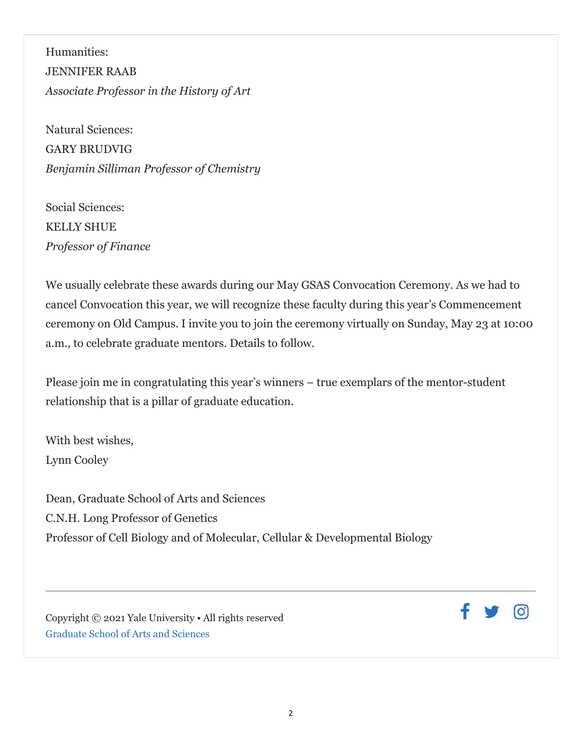Humanities:
JENNIFER RAAB
*Associate Professor in the History of Art*

Natural Sciences:
GARY BRUDVIG
*Benjamin Silliman Professor of Chemistry*

Social Sciences:
KELLY SHUE
*Professor of Finance*

We usually celebrate these awards during our May GSAS Convocation Ceremony. As we had to cancel Convocation this year, we will recognize these faculty during this year's Commencement ceremony on Old Campus. I invite you to join the ceremony virtually on Sunday, May 23 at 10:00 a.m., to celebrate graduate mentors. Details to follow.

Please join me in congratulating this year's winners – true exemplars of the mentor-student relationship that is a pillar of graduate education.

With best wishes,
Lynn Cooley

Dean, Graduate School of Arts and Sciences
C.N.H. Long Professor of Genetics
Professor of Cell Biology and of Molecular, Cellular & Developmental Biology

---

Copyright © 2021 Yale University • All rights reserved
Graduate School of Arts and Sciences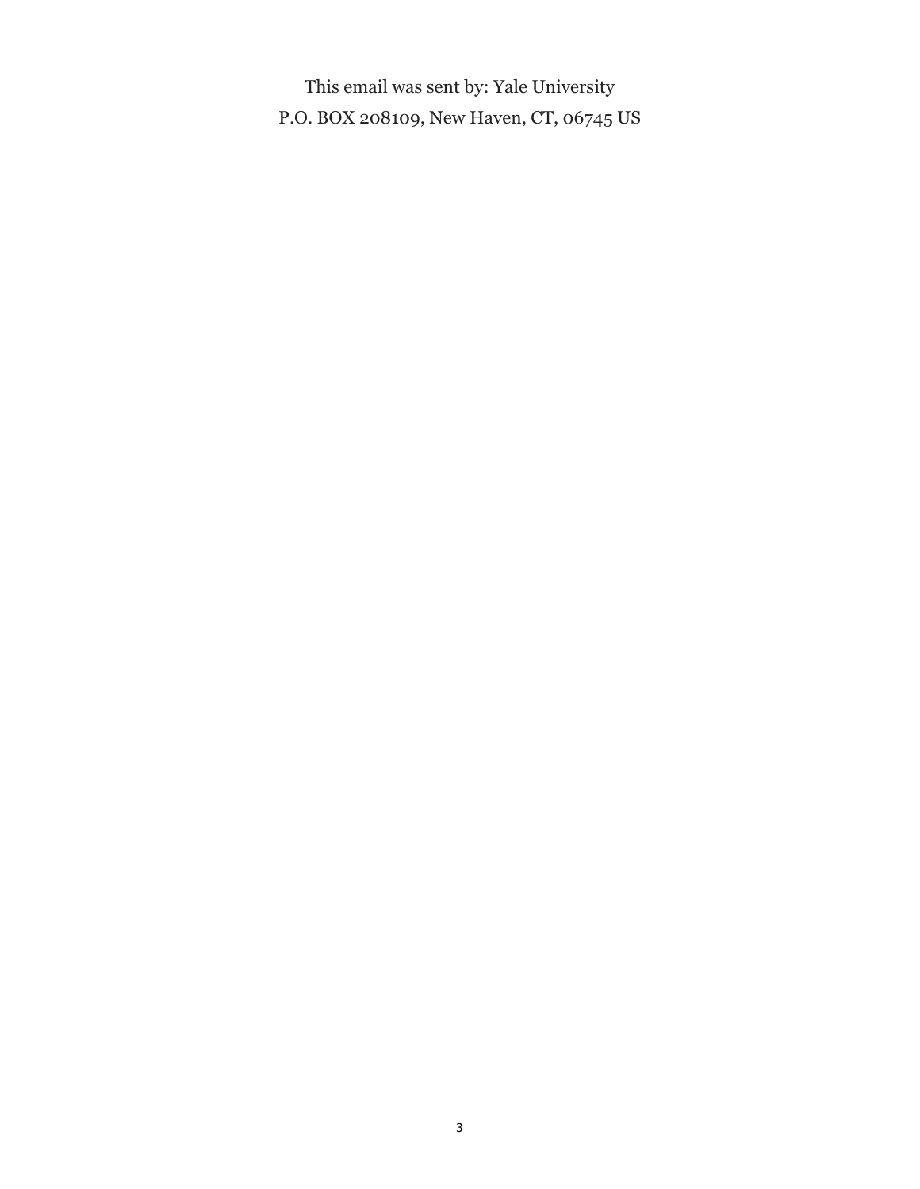This email was sent by: Yale University

P.O. BOX 208109, New Haven, CT, 06745 US